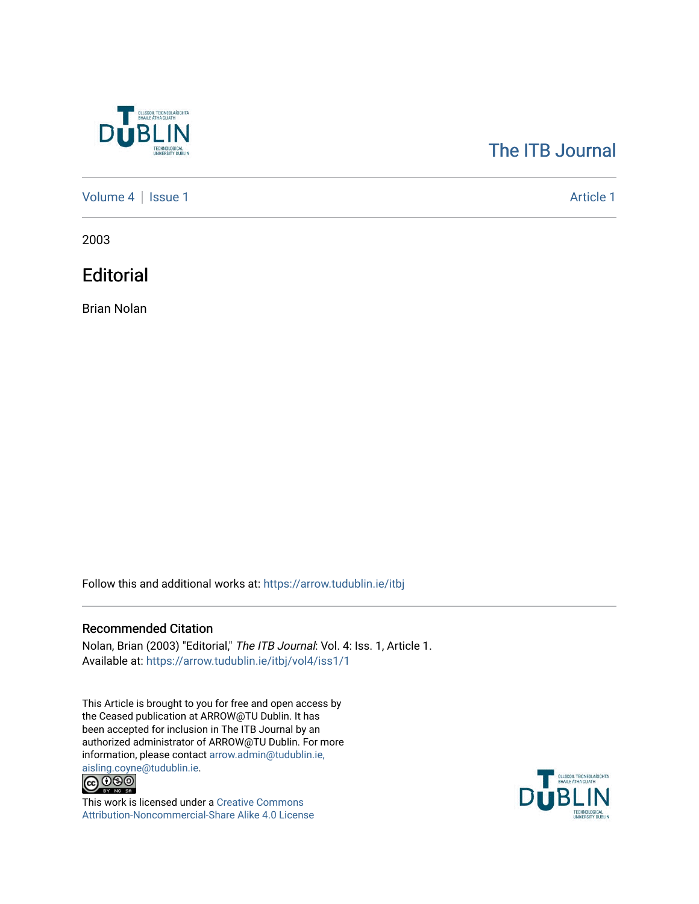The ITB Journal

Volume 4 | Issue 1 Article 1

2003

# Editorial

Brian Nolan

Follow this and additional works at: https://arrow.tudublin.ie/itbj

## Recommended Citation

Nolan, Brian (2003) "Editorial," *The ITB Journal*: Vol. 4: Iss. 1, Article 1.
Available at: https://arrow.tudublin.ie/itbj/vol4/iss1/1

This Article is brought to you for free and open access by the Ceased publication at ARROW@TU Dublin. It has been accepted for inclusion in The ITB Journal by an authorized administrator of ARROW@TU Dublin. For more information, please contact arrow.admin@tudublin.ie, aisling.coyne@tudublin.ie.

This work is licensed under a Creative Commons Attribution-Noncommercial-Share Alike 4.0 License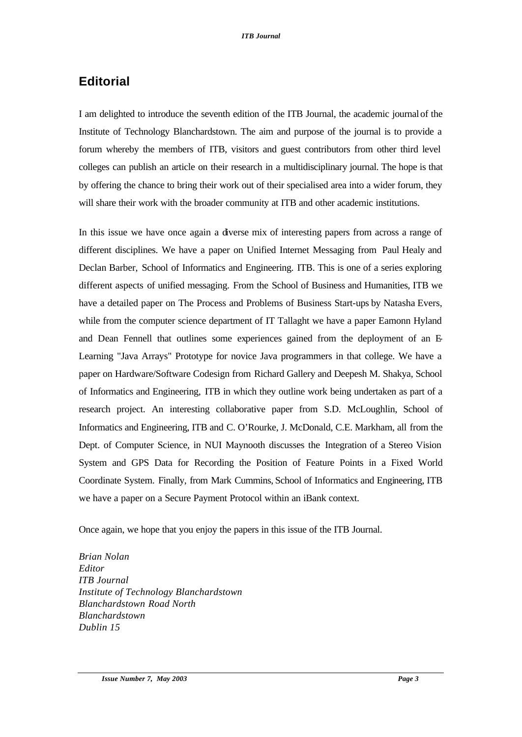# Editorial

I am delighted to introduce the seventh edition of the ITB Journal, the academic journal of the Institute of Technology Blanchardstown. The aim and purpose of the journal is to provide a forum whereby the members of ITB, visitors and guest contributors from other third level colleges can publish an article on their research in a multidisciplinary journal. The hope is that by offering the chance to bring their work out of their specialised area into a wider forum, they will share their work with the broader community at ITB and other academic institutions.

In this issue we have once again a diverse mix of interesting papers from across a range of different disciplines. We have a paper on Unified Internet Messaging from Paul Healy and Declan Barber, School of Informatics and Engineering. ITB. This is one of a series exploring different aspects of unified messaging. From the School of Business and Humanities, ITB we have a detailed paper on The Process and Problems of Business Start-ups by Natasha Evers, while from the computer science department of IT Tallaght we have a paper Eamonn Hyland and Dean Fennell that outlines some experiences gained from the deployment of an E-Learning "Java Arrays" Prototype for novice Java programmers in that college. We have a paper on Hardware/Software Codesign from Richard Gallery and Deepesh M. Shakya, School of Informatics and Engineering, ITB in which they outline work being undertaken as part of a research project. An interesting collaborative paper from S.D. McLoughlin, School of Informatics and Engineering, ITB and C. O'Rourke, J. McDonald, C.E. Markham, all from the Dept. of Computer Science, in NUI Maynooth discusses the Integration of a Stereo Vision System and GPS Data for Recording the Position of Feature Points in a Fixed World Coordinate System. Finally, from Mark Cummins, School of Informatics and Engineering, ITB we have a paper on a Secure Payment Protocol within an iBank context.

Once again, we hope that you enjoy the papers in this issue of the ITB Journal.

*Brian Nolan*  
*Editor*  
*ITB Journal*  
*Institute of Technology Blanchardstown*  
*Blanchardstown Road North*  
*Blanchardstown*  
*Dublin 15*